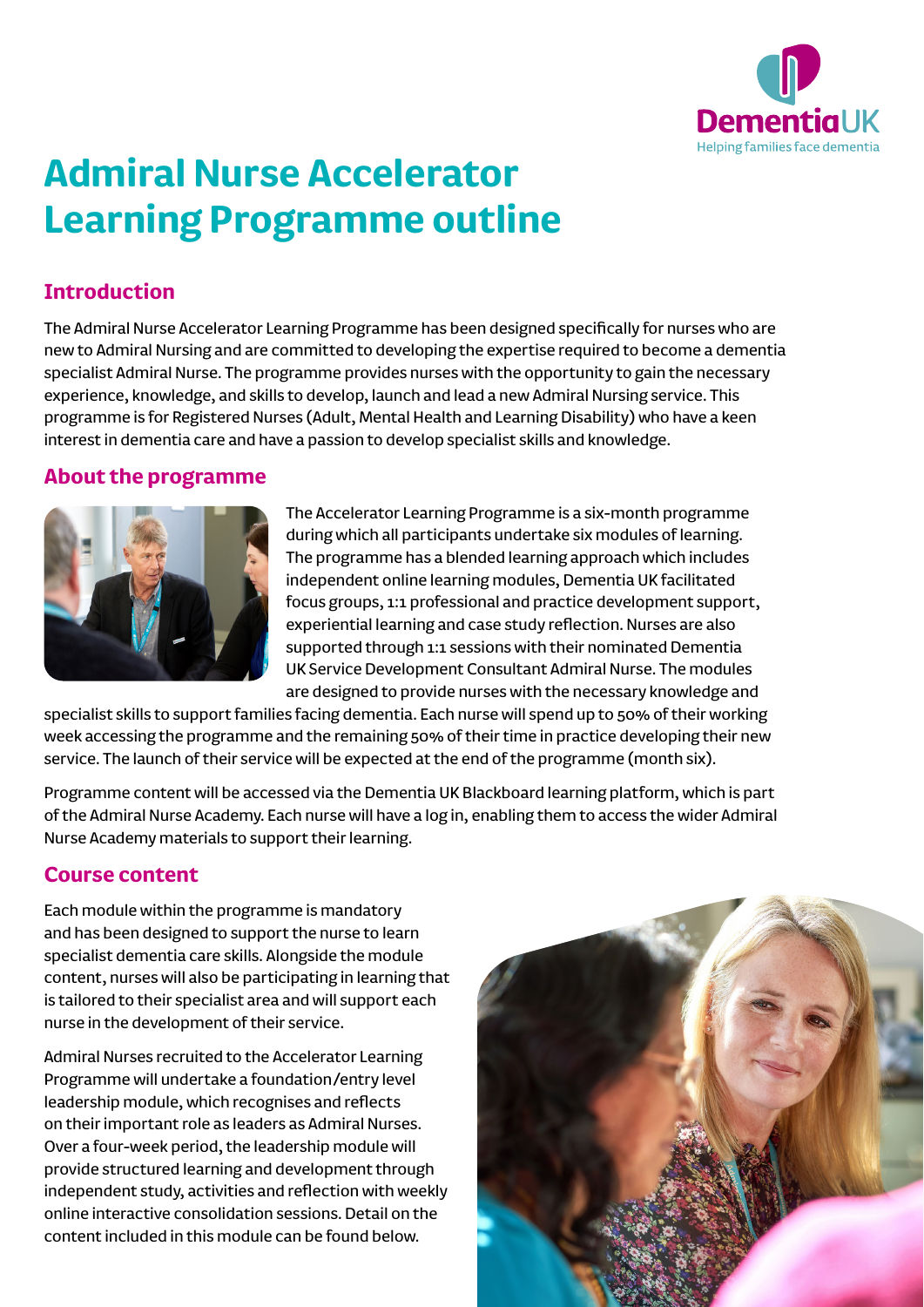# Admiral Nurse Accelerator Learning Programme outline

## Introduction

The Admiral Nurse Accelerator Learning Programme has been designed specifically for nurses who are new to Admiral Nursing and are committed to developing the expertise required to become a dementia specialist Admiral Nurse. The programme provides nurses with the opportunity to gain the necessary experience, knowledge, and skills to develop, launch and lead a new Admiral Nursing service. This programme is for Registered Nurses (Adult, Mental Health and Learning Disability) who have a keen interest in dementia care and have a passion to develop specialist skills and knowledge.

## About the programme

The Accelerator Learning Programme is a six-month programme during which all participants undertake six modules of learning. The programme has a blended learning approach which includes independent online learning modules, Dementia UK facilitated focus groups, 1:1 professional and practice development support, experiential learning and case study reflection. Nurses are also supported through 1:1 sessions with their nominated Dementia UK Service Development Consultant Admiral Nurse. The modules are designed to provide nurses with the necessary knowledge and specialist skills to support families facing dementia. Each nurse will spend up to 50% of their working week accessing the programme and the remaining 50% of their time in practice developing their new service. The launch of their service will be expected at the end of the programme (month six).

Programme content will be accessed via the Dementia UK Blackboard learning platform, which is part of the Admiral Nurse Academy. Each nurse will have a log in, enabling them to access the wider Admiral Nurse Academy materials to support their learning.

## Course content

Each module within the programme is mandatory and has been designed to support the nurse to learn specialist dementia care skills. Alongside the module content, nurses will also be participating in learning that is tailored to their specialist area and will support each nurse in the development of their service.

Admiral Nurses recruited to the Accelerator Learning Programme will undertake a foundation/entry level leadership module, which recognises and reflects on their important role as leaders as Admiral Nurses. Over a four-week period, the leadership module will provide structured learning and development through independent study, activities and reflection with weekly online interactive consolidation sessions. Detail on the content included in this module can be found below.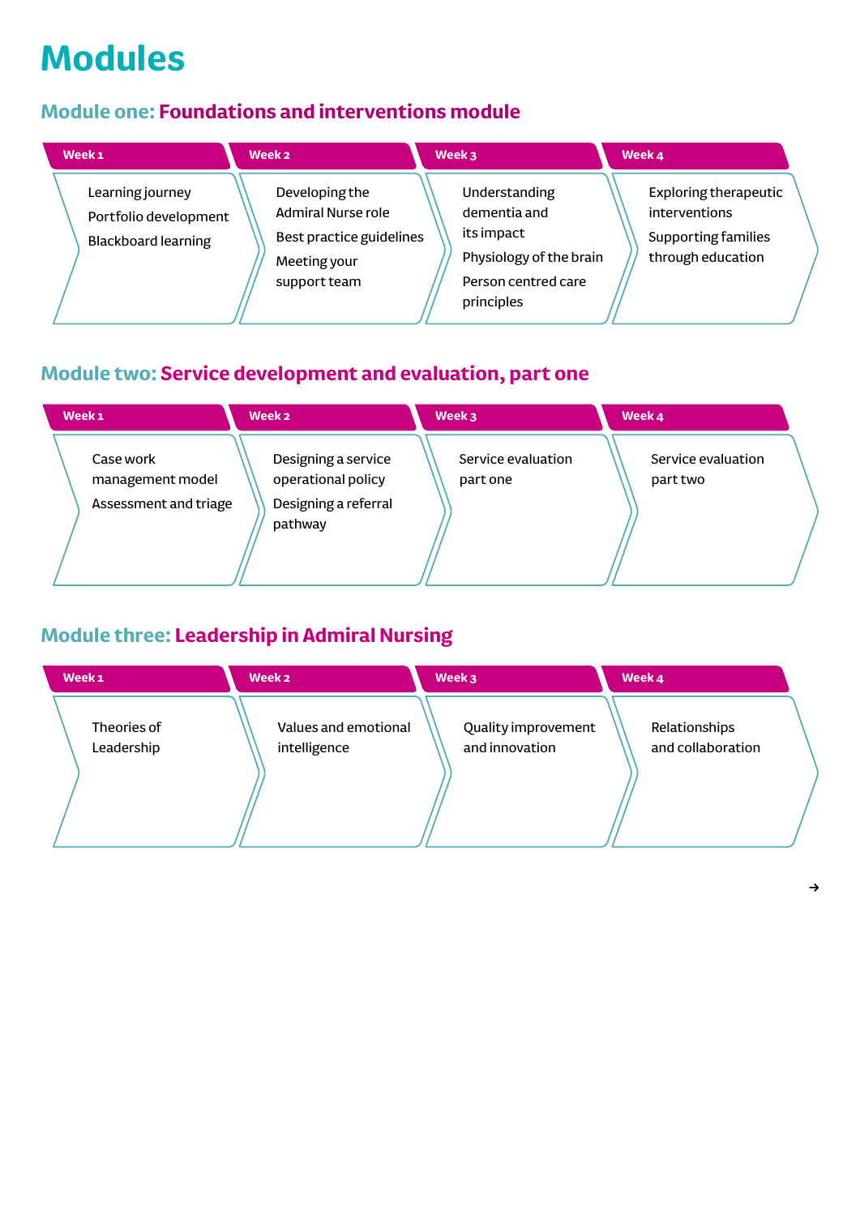# Modules

## Module one: Foundations and interventions module

| Week 1 | Week 2 | Week 3 | Week 4 |
| --- | --- | --- | --- |
| Learning journey<br>Portfolio development<br>Blackboard learning | Developing the Admiral Nurse role<br>Best practice guidelines<br>Meeting your support team | Understanding dementia and its impact<br>Physiology of the brain<br>Person centred care principles | Exploring therapeutic interventions<br>Supporting families through education |

## Module two: Service development and evaluation, part one

| Week 1 | Week 2 | Week 3 | Week 4 |
| --- | --- | --- | --- |
| Case work management model<br>Assessment and triage | Designing a service operational policy<br>Designing a referral pathway | Service evaluation part one | Service evaluation part two |

## Module three: Leadership in Admiral Nursing

| Week 1 | Week 2 | Week 3 | Week 4 |
| --- | --- | --- | --- |
| Theories of Leadership | Values and emotional intelligence | Quality improvement and innovation | Relationships and collaboration |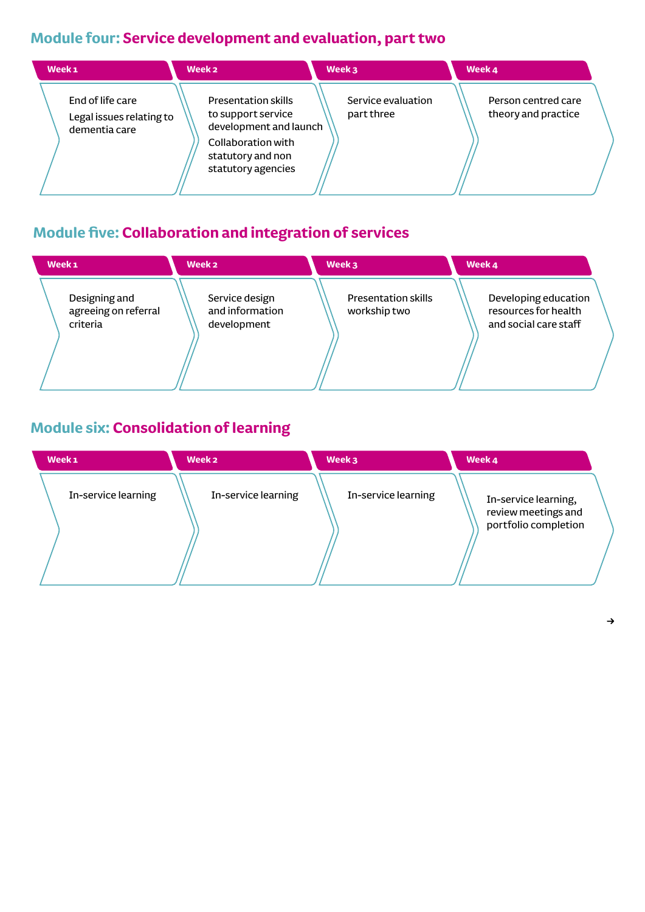## Module four: Service development and evaluation, part two

| Week 1 | Week 2 | Week 3 | Week 4 |
| --- | --- | --- | --- |
| End of life care<br>Legal issues relating to dementia care | Presentation skills to support service development and launch<br>Collaboration with statutory and non statutory agencies | Service evaluation part three | Person centred care theory and practice |

## Module five: Collaboration and integration of services

| Week 1 | Week 2 | Week 3 | Week 4 |
| --- | --- | --- | --- |
| Designing and agreeing on referral criteria | Service design and information development | Presentation skills workshop two | Developing education resources for health and social care staff |

## Module six: Consolidation of learning

| Week 1 | Week 2 | Week 3 | Week 4 |
| --- | --- | --- | --- |
| In-service learning | In-service learning | In-service learning | In-service learning, review meetings and portfolio completion |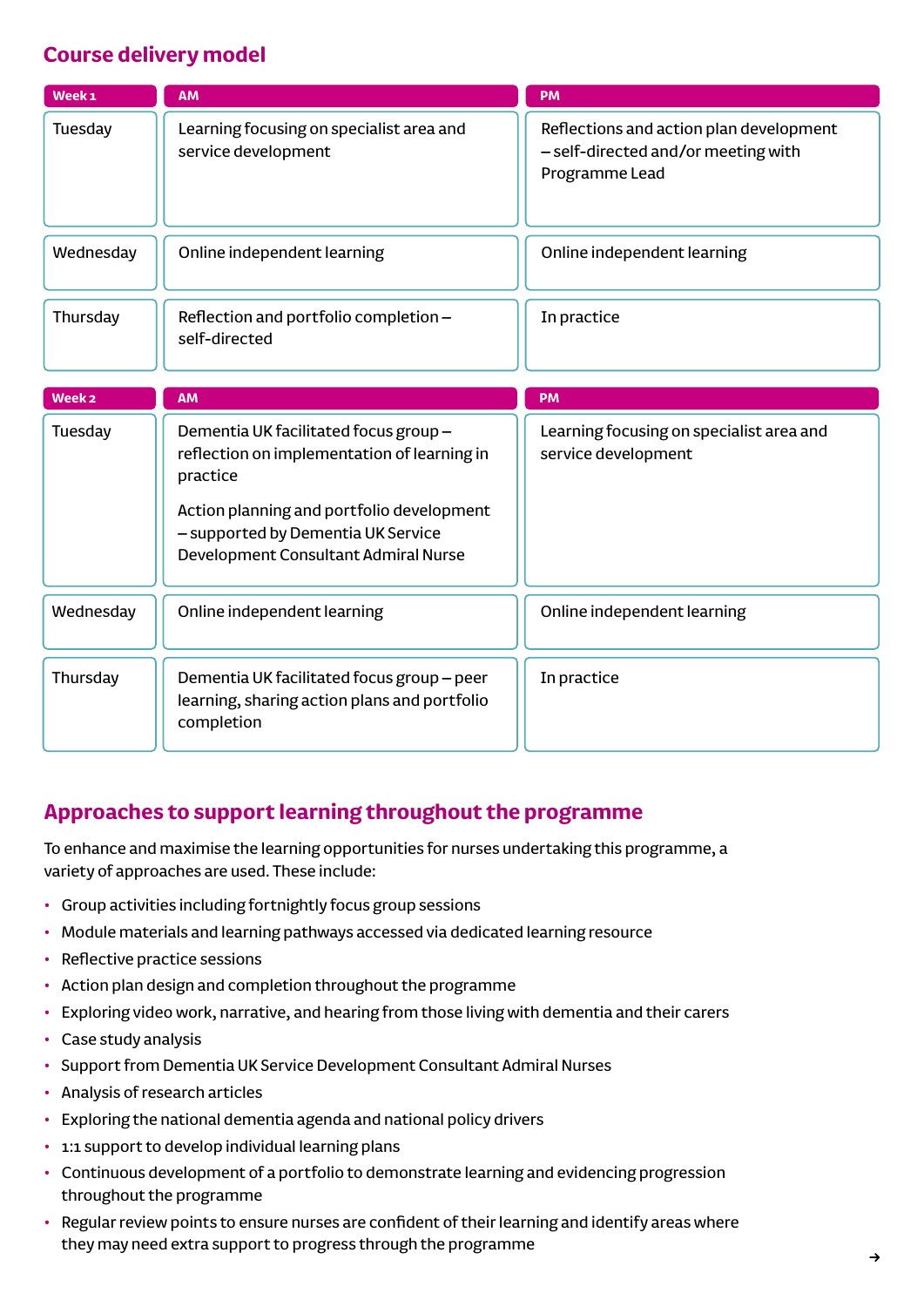## Course delivery model

| Week 1 | AM | PM |
|---|---|---|
| Tuesday | Learning focusing on specialist area and service development | Reflections and action plan development – self-directed and/or meeting with Programme Lead |
| Wednesday | Online independent learning | Online independent learning |
| Thursday | Reflection and portfolio completion – self-directed | In practice |

| Week 2 | AM | PM |
|---|---|---|
| Tuesday | Dementia UK facilitated focus group – reflection on implementation of learning in practice<br><br>Action planning and portfolio development – supported by Dementia UK Service Development Consultant Admiral Nurse | Learning focusing on specialist area and service development |
| Wednesday | Online independent learning | Online independent learning |
| Thursday | Dementia UK facilitated focus group – peer learning, sharing action plans and portfolio completion | In practice |

## Approaches to support learning throughout the programme

To enhance and maximise the learning opportunities for nurses undertaking this programme, a variety of approaches are used. These include:

- Group activities including fortnightly focus group sessions
- Module materials and learning pathways accessed via dedicated learning resource
- Reflective practice sessions
- Action plan design and completion throughout the programme
- Exploring video work, narrative, and hearing from those living with dementia and their carers
- Case study analysis
- Support from Dementia UK Service Development Consultant Admiral Nurses
- Analysis of research articles
- Exploring the national dementia agenda and national policy drivers
- 1:1 support to develop individual learning plans
- Continuous development of a portfolio to demonstrate learning and evidencing progression throughout the programme
- Regular review points to ensure nurses are confident of their learning and identify areas where they may need extra support to progress through the programme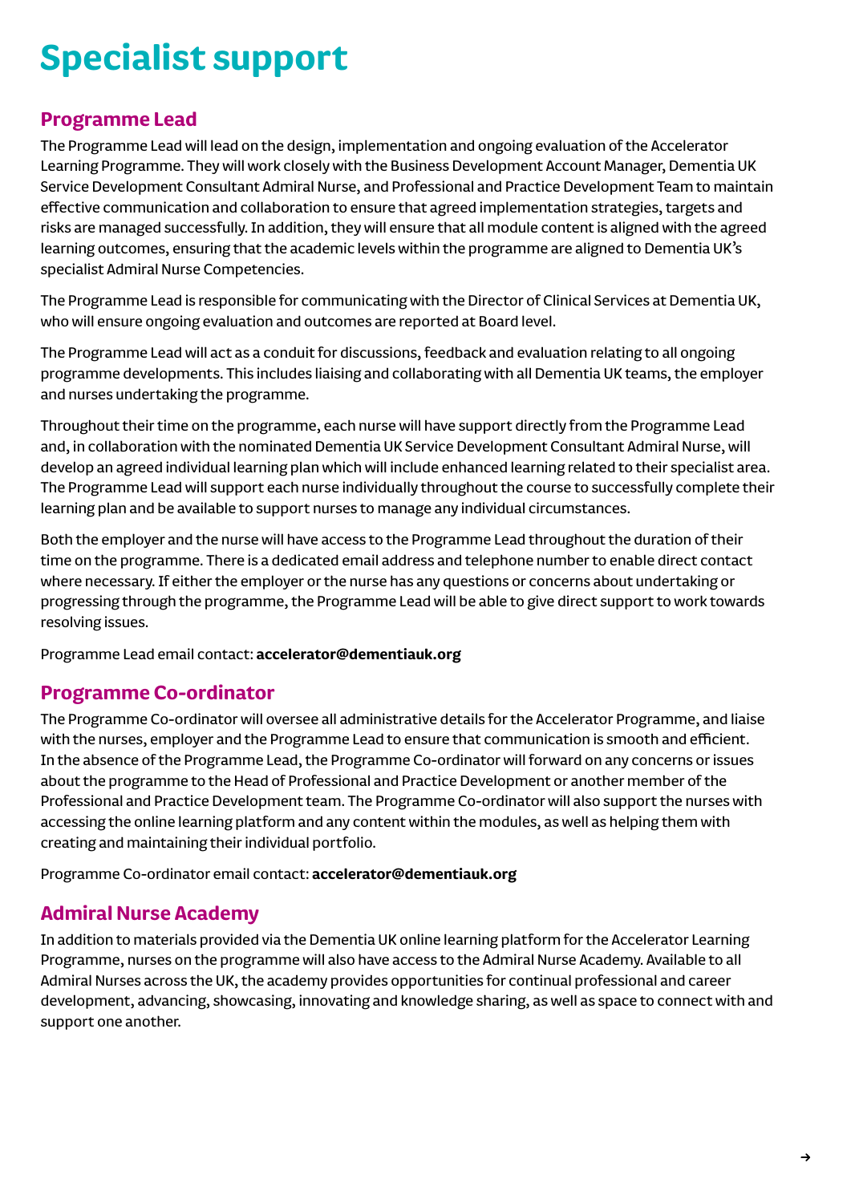# Specialist support

## Programme Lead

The Programme Lead will lead on the design, implementation and ongoing evaluation of the Accelerator Learning Programme. They will work closely with the Business Development Account Manager, Dementia UK Service Development Consultant Admiral Nurse, and Professional and Practice Development Team to maintain effective communication and collaboration to ensure that agreed implementation strategies, targets and risks are managed successfully. In addition, they will ensure that all module content is aligned with the agreed learning outcomes, ensuring that the academic levels within the programme are aligned to Dementia UK's specialist Admiral Nurse Competencies.

The Programme Lead is responsible for communicating with the Director of Clinical Services at Dementia UK, who will ensure ongoing evaluation and outcomes are reported at Board level.

The Programme Lead will act as a conduit for discussions, feedback and evaluation relating to all ongoing programme developments. This includes liaising and collaborating with all Dementia UK teams, the employer and nurses undertaking the programme.

Throughout their time on the programme, each nurse will have support directly from the Programme Lead and, in collaboration with the nominated Dementia UK Service Development Consultant Admiral Nurse, will develop an agreed individual learning plan which will include enhanced learning related to their specialist area. The Programme Lead will support each nurse individually throughout the course to successfully complete their learning plan and be available to support nurses to manage any individual circumstances.

Both the employer and the nurse will have access to the Programme Lead throughout the duration of their time on the programme. There is a dedicated email address and telephone number to enable direct contact where necessary. If either the employer or the nurse has any questions or concerns about undertaking or progressing through the programme, the Programme Lead will be able to give direct support to work towards resolving issues.

Programme Lead email contact: **accelerator@dementiauk.org**

## Programme Co-ordinator

The Programme Co-ordinator will oversee all administrative details for the Accelerator Programme, and liaise with the nurses, employer and the Programme Lead to ensure that communication is smooth and efficient. In the absence of the Programme Lead, the Programme Co-ordinator will forward on any concerns or issues about the programme to the Head of Professional and Practice Development or another member of the Professional and Practice Development team. The Programme Co-ordinator will also support the nurses with accessing the online learning platform and any content within the modules, as well as helping them with creating and maintaining their individual portfolio.

Programme Co-ordinator email contact: **accelerator@dementiauk.org**

## Admiral Nurse Academy

In addition to materials provided via the Dementia UK online learning platform for the Accelerator Learning Programme, nurses on the programme will also have access to the Admiral Nurse Academy. Available to all Admiral Nurses across the UK, the academy provides opportunities for continual professional and career development, advancing, showcasing, innovating and knowledge sharing, as well as space to connect with and support one another.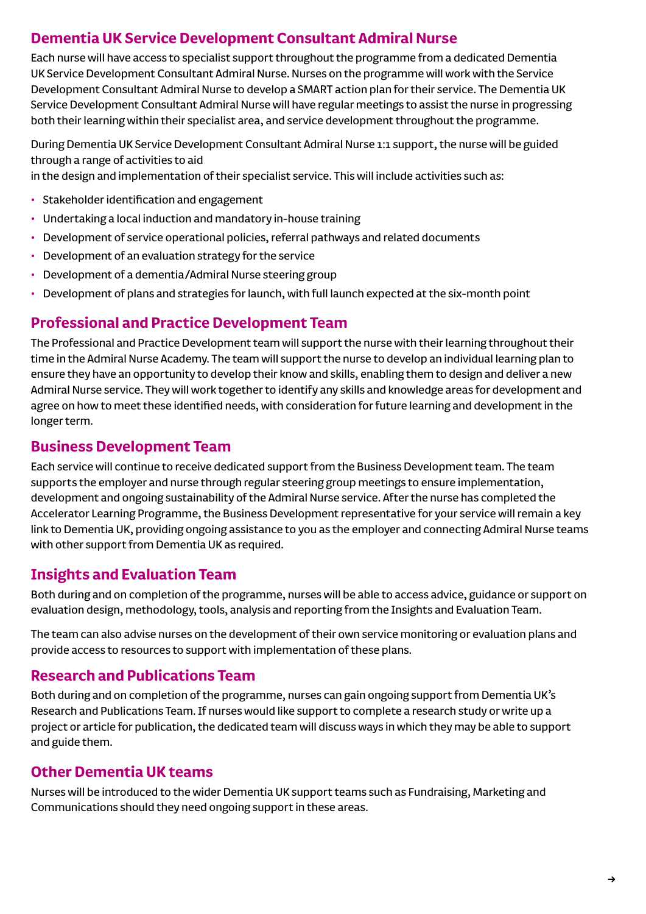## Dementia UK Service Development Consultant Admiral Nurse

Each nurse will have access to specialist support throughout the programme from a dedicated Dementia UK Service Development Consultant Admiral Nurse. Nurses on the programme will work with the Service Development Consultant Admiral Nurse to develop a SMART action plan for their service. The Dementia UK Service Development Consultant Admiral Nurse will have regular meetings to assist the nurse in progressing both their learning within their specialist area, and service development throughout the programme.

During Dementia UK Service Development Consultant Admiral Nurse 1:1 support, the nurse will be guided through a range of activities to aid
in the design and implementation of their specialist service. This will include activities such as:

- Stakeholder identification and engagement
- Undertaking a local induction and mandatory in-house training
- Development of service operational policies, referral pathways and related documents
- Development of an evaluation strategy for the service
- Development of a dementia/Admiral Nurse steering group
- Development of plans and strategies for launch, with full launch expected at the six-month point

## Professional and Practice Development Team

The Professional and Practice Development team will support the nurse with their learning throughout their time in the Admiral Nurse Academy. The team will support the nurse to develop an individual learning plan to ensure they have an opportunity to develop their know and skills, enabling them to design and deliver a new Admiral Nurse service. They will work together to identify any skills and knowledge areas for development and agree on how to meet these identified needs, with consideration for future learning and development in the longer term.

## Business Development Team

Each service will continue to receive dedicated support from the Business Development team. The team supports the employer and nurse through regular steering group meetings to ensure implementation, development and ongoing sustainability of the Admiral Nurse service. After the nurse has completed the Accelerator Learning Programme, the Business Development representative for your service will remain a key link to Dementia UK, providing ongoing assistance to you as the employer and connecting Admiral Nurse teams with other support from Dementia UK as required.

## Insights and Evaluation Team

Both during and on completion of the programme, nurses will be able to access advice, guidance or support on evaluation design, methodology, tools, analysis and reporting from the Insights and Evaluation Team.

The team can also advise nurses on the development of their own service monitoring or evaluation plans and provide access to resources to support with implementation of these plans.

## Research and Publications Team

Both during and on completion of the programme, nurses can gain ongoing support from Dementia UK's Research and Publications Team. If nurses would like support to complete a research study or write up a project or article for publication, the dedicated team will discuss ways in which they may be able to support and guide them.

## Other Dementia UK teams

Nurses will be introduced to the wider Dementia UK support teams such as Fundraising, Marketing and Communications should they need ongoing support in these areas.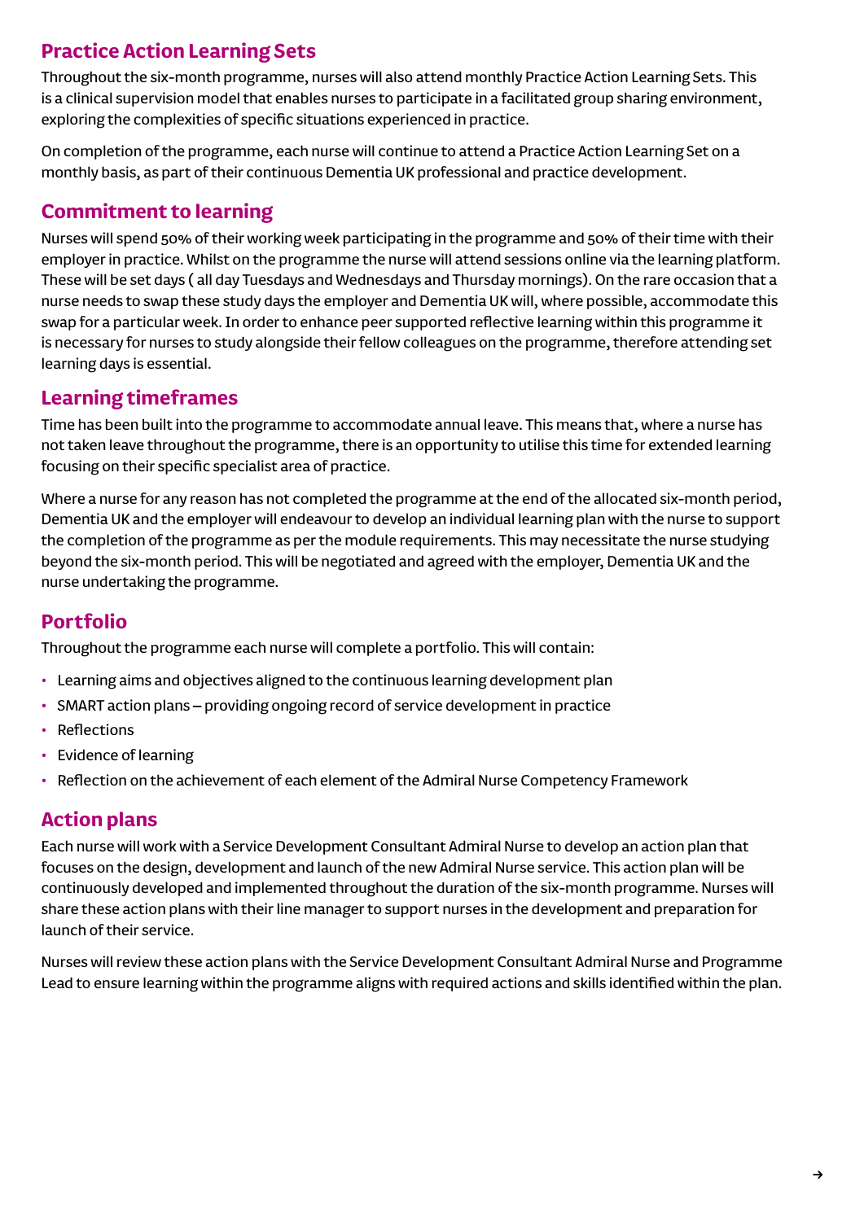## Practice Action Learning Sets

Throughout the six-month programme, nurses will also attend monthly Practice Action Learning Sets. This is a clinical supervision model that enables nurses to participate in a facilitated group sharing environment, exploring the complexities of specific situations experienced in practice.

On completion of the programme, each nurse will continue to attend a Practice Action Learning Set on a monthly basis, as part of their continuous Dementia UK professional and practice development.

## Commitment to learning

Nurses will spend 50% of their working week participating in the programme and 50% of their time with their employer in practice. Whilst on the programme the nurse will attend sessions online via the learning platform. These will be set days ( all day Tuesdays and Wednesdays and Thursday mornings). On the rare occasion that a nurse needs to swap these study days the employer and Dementia UK will, where possible, accommodate this swap for a particular week. In order to enhance peer supported reflective learning within this programme it is necessary for nurses to study alongside their fellow colleagues on the programme, therefore attending set learning days is essential.

## Learning timeframes

Time has been built into the programme to accommodate annual leave. This means that, where a nurse has not taken leave throughout the programme, there is an opportunity to utilise this time for extended learning focusing on their specific specialist area of practice.

Where a nurse for any reason has not completed the programme at the end of the allocated six-month period, Dementia UK and the employer will endeavour to develop an individual learning plan with the nurse to support the completion of the programme as per the module requirements. This may necessitate the nurse studying beyond the six-month period. This will be negotiated and agreed with the employer, Dementia UK and the nurse undertaking the programme.

## Portfolio

Throughout the programme each nurse will complete a portfolio. This will contain:

- Learning aims and objectives aligned to the continuous learning development plan
- SMART action plans – providing ongoing record of service development in practice
- Reflections
- Evidence of learning
- Reflection on the achievement of each element of the Admiral Nurse Competency Framework

## Action plans

Each nurse will work with a Service Development Consultant Admiral Nurse to develop an action plan that focuses on the design, development and launch of the new Admiral Nurse service. This action plan will be continuously developed and implemented throughout the duration of the six-month programme. Nurses will share these action plans with their line manager to support nurses in the development and preparation for launch of their service.

Nurses will review these action plans with the Service Development Consultant Admiral Nurse and Programme Lead to ensure learning within the programme aligns with required actions and skills identified within the plan.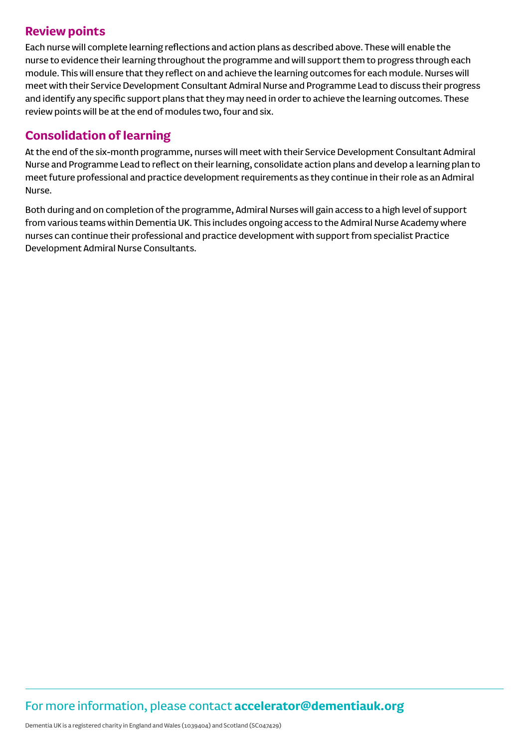## Review points

Each nurse will complete learning reflections and action plans as described above. These will enable the nurse to evidence their learning throughout the programme and will support them to progress through each module. This will ensure that they reflect on and achieve the learning outcomes for each module. Nurses will meet with their Service Development Consultant Admiral Nurse and Programme Lead to discuss their progress and identify any specific support plans that they may need in order to achieve the learning outcomes. These review points will be at the end of modules two, four and six.

## Consolidation of learning

At the end of the six-month programme, nurses will meet with their Service Development Consultant Admiral Nurse and Programme Lead to reflect on their learning, consolidate action plans and develop a learning plan to meet future professional and practice development requirements as they continue in their role as an Admiral Nurse.

Both during and on completion of the programme, Admiral Nurses will gain access to a high level of support from various teams within Dementia UK. This includes ongoing access to the Admiral Nurse Academy where nurses can continue their professional and practice development with support from specialist Practice Development Admiral Nurse Consultants.

For more information, please contact **accelerator@dementiauk.org**

Dementia UK is a registered charity in England and Wales (1039404) and Scotland (SC047429)